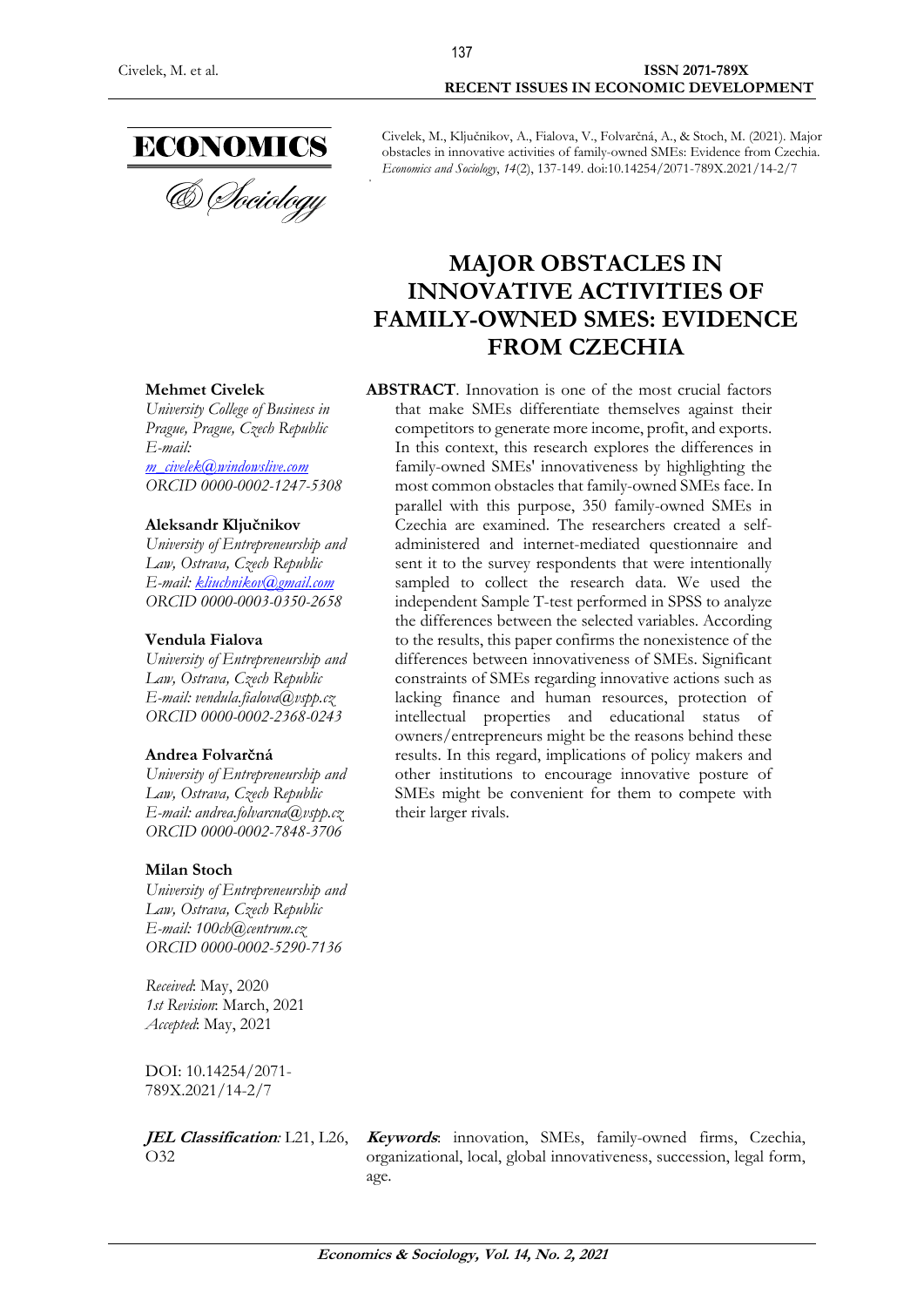Civelek, M., Ključnikov, A., Fialova, V., Folvarčná, A., & Stoch, M. (2021). Major obstacles in innovative activities of family-owned SMEs: Evidence from Czechia. *Economics and Sociology*, *14*(2), 137-149. doi:10.14254/2071-789X.2021/14-2/7

# MAJOR OBSTACLES IN INNOVATIVE ACTIVITIES OF FAMILY-OWNED SMES: EVIDENCE FROM CZECHIA

**Mehmet Civelek**
*University College of Business in Prague, Prague, Czech Republic*
*E-mail: m_civelek@windowslive.com*
*ORCID 0000-0002-1247-5308*

**Aleksandr Ključnikov**
*University of Entrepreneurship and Law, Ostrava, Czech Republic*
*E-mail: kliuchnikov@gmail.com*
*ORCID 0000-0003-0350-2658*

**Vendula Fialova**
*University of Entrepreneurship and Law, Ostrava, Czech Republic*
*E-mail: vendula.fialova@vspp.cz*
*ORCID 0000-0002-2368-0243*

**Andrea Folvarčná**
*University of Entrepreneurship and Law, Ostrava, Czech Republic*
*E-mail: andrea.folvarcna@vspp.cz*
*ORCID 0000-0002-7848-3706*

**Milan Stoch**
*University of Entrepreneurship and Law, Ostrava, Czech Republic*
*E-mail: 100ch@centrum.cz*
*ORCID 0000-0002-5290-7136*

*Received*: May, 2020
*1st Revision*: March, 2021
*Accepted*: May, 2021

DOI: 10.14254/2071-789X.2021/14-2/7

**ABSTRACT**. Innovation is one of the most crucial factors that make SMEs differentiate themselves against their competitors to generate more income, profit, and exports. In this context, this research explores the differences in family-owned SMEs' innovativeness by highlighting the most common obstacles that family-owned SMEs face. In parallel with this purpose, 350 family-owned SMEs in Czechia are examined. The researchers created a self-administered and internet-mediated questionnaire and sent it to the survey respondents that were intentionally sampled to collect the research data. We used the independent Sample T-test performed in SPSS to analyze the differences between the selected variables. According to the results, this paper confirms the nonexistence of the differences between innovativeness of SMEs. Significant constraints of SMEs regarding innovative actions such as lacking finance and human resources, protection of intellectual properties and educational status of owners/entrepreneurs might be the reasons behind these results. In this regard, implications of policy makers and other institutions to encourage innovative posture of SMEs might be convenient for them to compete with their larger rivals.

***JEL Classification**:* L21, L26, O32

***Keywords***: innovation, SMEs, family-owned firms, Czechia, organizational, local, global innovativeness, succession, legal form, age.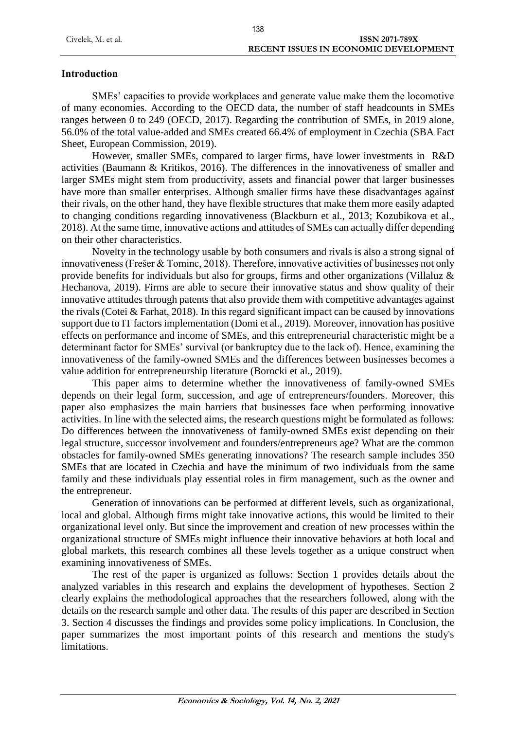## Introduction

SMEs' capacities to provide workplaces and generate value make them the locomotive of many economies. According to the OECD data, the number of staff headcounts in SMEs ranges between 0 to 249 (OECD, 2017). Regarding the contribution of SMEs, in 2019 alone, 56.0% of the total value-added and SMEs created 66.4% of employment in Czechia (SBA Fact Sheet, European Commission, 2019).

However, smaller SMEs, compared to larger firms, have lower investments in R&D activities (Baumann & Kritikos, 2016). The differences in the innovativeness of smaller and larger SMEs might stem from productivity, assets and financial power that larger businesses have more than smaller enterprises. Although smaller firms have these disadvantages against their rivals, on the other hand, they have flexible structures that make them more easily adapted to changing conditions regarding innovativeness (Blackburn et al., 2013; Kozubikova et al., 2018). At the same time, innovative actions and attitudes of SMEs can actually differ depending on their other characteristics.

Novelty in the technology usable by both consumers and rivals is also a strong signal of innovativeness (Frešer & Tominc, 2018). Therefore, innovative activities of businesses not only provide benefits for individuals but also for groups, firms and other organizations (Villaluz & Hechanova, 2019). Firms are able to secure their innovative status and show quality of their innovative attitudes through patents that also provide them with competitive advantages against the rivals (Cotei & Farhat, 2018). In this regard significant impact can be caused by innovations support due to IT factors implementation (Domi et al., 2019). Moreover, innovation has positive effects on performance and income of SMEs, and this entrepreneurial characteristic might be a determinant factor for SMEs' survival (or bankruptcy due to the lack of). Hence, examining the innovativeness of the family-owned SMEs and the differences between businesses becomes a value addition for entrepreneurship literature (Borocki et al., 2019).

This paper aims to determine whether the innovativeness of family-owned SMEs depends on their legal form, succession, and age of entrepreneurs/founders. Moreover, this paper also emphasizes the main barriers that businesses face when performing innovative activities. In line with the selected aims, the research questions might be formulated as follows: Do differences between the innovativeness of family-owned SMEs exist depending on their legal structure, successor involvement and founders/entrepreneurs age? What are the common obstacles for family-owned SMEs generating innovations? The research sample includes 350 SMEs that are located in Czechia and have the minimum of two individuals from the same family and these individuals play essential roles in firm management, such as the owner and the entrepreneur.

Generation of innovations can be performed at different levels, such as organizational, local and global. Although firms might take innovative actions, this would be limited to their organizational level only. But since the improvement and creation of new processes within the organizational structure of SMEs might influence their innovative behaviors at both local and global markets, this research combines all these levels together as a unique construct when examining innovativeness of SMEs.

The rest of the paper is organized as follows: Section 1 provides details about the analyzed variables in this research and explains the development of hypotheses. Section 2 clearly explains the methodological approaches that the researchers followed, along with the details on the research sample and other data. The results of this paper are described in Section 3. Section 4 discusses the findings and provides some policy implications. In Conclusion, the paper summarizes the most important points of this research and mentions the study's limitations.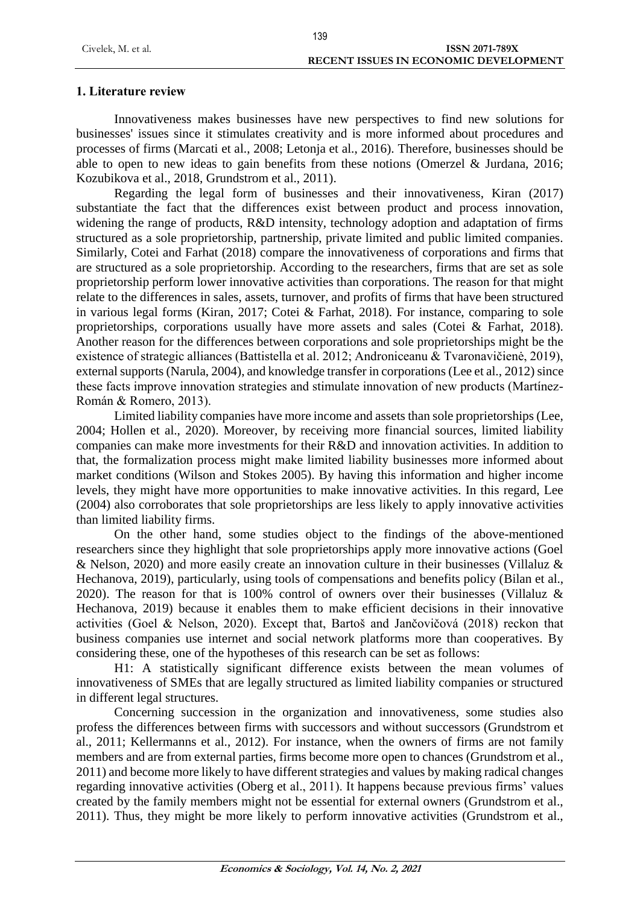## 1. Literature review

Innovativeness makes businesses have new perspectives to find new solutions for businesses' issues since it stimulates creativity and is more informed about procedures and processes of firms (Marcati et al., 2008; Letonja et al., 2016). Therefore, businesses should be able to open to new ideas to gain benefits from these notions (Omerzel & Jurdana, 2016; Kozubikova et al., 2018, Grundstrom et al., 2011).

Regarding the legal form of businesses and their innovativeness, Kiran (2017) substantiate the fact that the differences exist between product and process innovation, widening the range of products, R&D intensity, technology adoption and adaptation of firms structured as a sole proprietorship, partnership, private limited and public limited companies. Similarly, Cotei and Farhat (2018) compare the innovativeness of corporations and firms that are structured as a sole proprietorship. According to the researchers, firms that are set as sole proprietorship perform lower innovative activities than corporations. The reason for that might relate to the differences in sales, assets, turnover, and profits of firms that have been structured in various legal forms (Kiran, 2017; Cotei & Farhat, 2018). For instance, comparing to sole proprietorships, corporations usually have more assets and sales (Cotei & Farhat, 2018). Another reason for the differences between corporations and sole proprietorships might be the existence of strategic alliances (Battistella et al. 2012; Androniceanu & Tvaronavičienė, 2019), external supports (Narula, 2004), and knowledge transfer in corporations (Lee et al., 2012) since these facts improve innovation strategies and stimulate innovation of new products (Martínez-Román & Romero, 2013).

Limited liability companies have more income and assets than sole proprietorships (Lee, 2004; Hollen et al., 2020). Moreover, by receiving more financial sources, limited liability companies can make more investments for their R&D and innovation activities. In addition to that, the formalization process might make limited liability businesses more informed about market conditions (Wilson and Stokes 2005). By having this information and higher income levels, they might have more opportunities to make innovative activities. In this regard, Lee (2004) also corroborates that sole proprietorships are less likely to apply innovative activities than limited liability firms.

On the other hand, some studies object to the findings of the above-mentioned researchers since they highlight that sole proprietorships apply more innovative actions (Goel & Nelson, 2020) and more easily create an innovation culture in their businesses (Villaluz & Hechanova, 2019), particularly, using tools of compensations and benefits policy (Bilan et al., 2020). The reason for that is 100% control of owners over their businesses (Villaluz & Hechanova, 2019) because it enables them to make efficient decisions in their innovative activities (Goel & Nelson, 2020). Except that, Bartoš and Jančovičová (2018) reckon that business companies use internet and social network platforms more than cooperatives. By considering these, one of the hypotheses of this research can be set as follows:

H1: A statistically significant difference exists between the mean volumes of innovativeness of SMEs that are legally structured as limited liability companies or structured in different legal structures.

Concerning succession in the organization and innovativeness, some studies also profess the differences between firms with successors and without successors (Grundstrom et al., 2011; Kellermanns et al., 2012). For instance, when the owners of firms are not family members and are from external parties, firms become more open to chances (Grundstrom et al., 2011) and become more likely to have different strategies and values by making radical changes regarding innovative activities (Oberg et al., 2011). It happens because previous firms' values created by the family members might not be essential for external owners (Grundstrom et al., 2011). Thus, they might be more likely to perform innovative activities (Grundstrom et al.,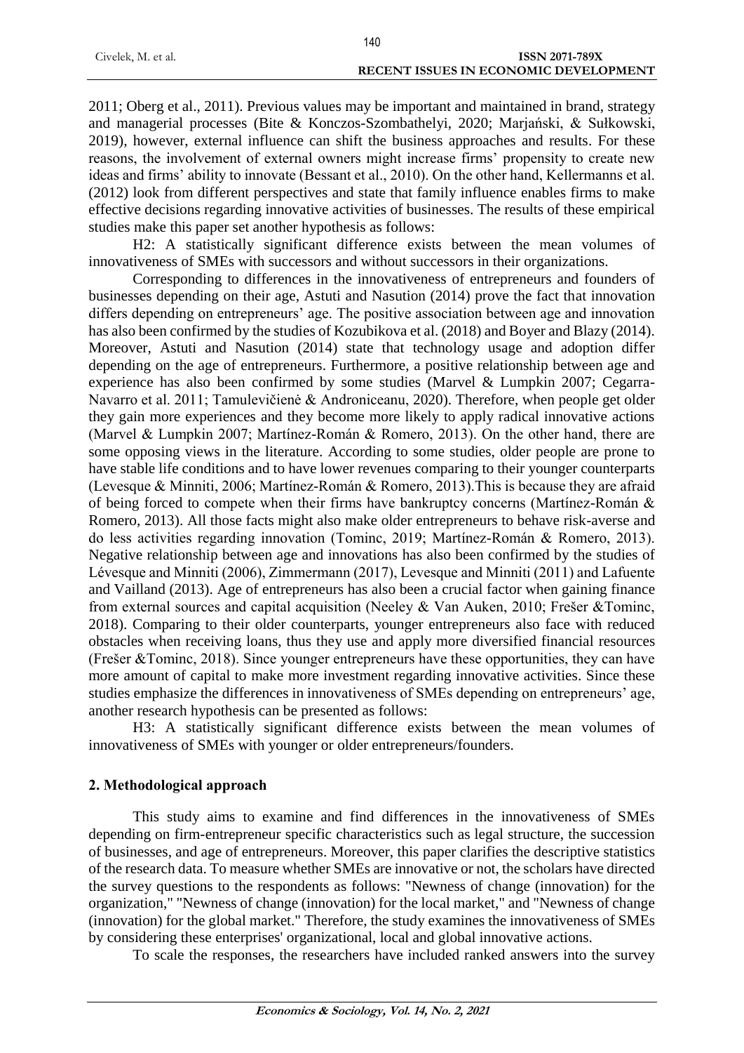2011; Oberg et al., 2011). Previous values may be important and maintained in brand, strategy and managerial processes (Bite & Konczos-Szombathelyi, 2020; Marjański, & Sułkowski, 2019), however, external influence can shift the business approaches and results. For these reasons, the involvement of external owners might increase firms' propensity to create new ideas and firms' ability to innovate (Bessant et al., 2010). On the other hand, Kellermanns et al. (2012) look from different perspectives and state that family influence enables firms to make effective decisions regarding innovative activities of businesses. The results of these empirical studies make this paper set another hypothesis as follows:

H2: A statistically significant difference exists between the mean volumes of innovativeness of SMEs with successors and without successors in their organizations.

Corresponding to differences in the innovativeness of entrepreneurs and founders of businesses depending on their age, Astuti and Nasution (2014) prove the fact that innovation differs depending on entrepreneurs' age. The positive association between age and innovation has also been confirmed by the studies of Kozubikova et al. (2018) and Boyer and Blazy (2014). Moreover, Astuti and Nasution (2014) state that technology usage and adoption differ depending on the age of entrepreneurs. Furthermore, a positive relationship between age and experience has also been confirmed by some studies (Marvel & Lumpkin 2007; Cegarra-Navarro et al. 2011; Tamulevičienė & Androniceanu, 2020). Therefore, when people get older they gain more experiences and they become more likely to apply radical innovative actions (Marvel & Lumpkin 2007; Martínez-Román & Romero, 2013). On the other hand, there are some opposing views in the literature. According to some studies, older people are prone to have stable life conditions and to have lower revenues comparing to their younger counterparts (Levesque & Minniti, 2006; Martínez-Román & Romero, 2013).This is because they are afraid of being forced to compete when their firms have bankruptcy concerns (Martínez-Román & Romero, 2013). All those facts might also make older entrepreneurs to behave risk-averse and do less activities regarding innovation (Tominc, 2019; Martínez-Román & Romero, 2013). Negative relationship between age and innovations has also been confirmed by the studies of Lévesque and Minniti (2006), Zimmermann (2017), Levesque and Minniti (2011) and Lafuente and Vailland (2013). Age of entrepreneurs has also been a crucial factor when gaining finance from external sources and capital acquisition (Neeley & Van Auken, 2010; Frešer &Tominc, 2018). Comparing to their older counterparts, younger entrepreneurs also face with reduced obstacles when receiving loans, thus they use and apply more diversified financial resources (Frešer &Tominc, 2018). Since younger entrepreneurs have these opportunities, they can have more amount of capital to make more investment regarding innovative activities. Since these studies emphasize the differences in innovativeness of SMEs depending on entrepreneurs' age, another research hypothesis can be presented as follows:

H3: A statistically significant difference exists between the mean volumes of innovativeness of SMEs with younger or older entrepreneurs/founders.

## 2. Methodological approach

This study aims to examine and find differences in the innovativeness of SMEs depending on firm-entrepreneur specific characteristics such as legal structure, the succession of businesses, and age of entrepreneurs. Moreover, this paper clarifies the descriptive statistics of the research data. To measure whether SMEs are innovative or not, the scholars have directed the survey questions to the respondents as follows: "Newness of change (innovation) for the organization," "Newness of change (innovation) for the local market," and "Newness of change (innovation) for the global market." Therefore, the study examines the innovativeness of SMEs by considering these enterprises' organizational, local and global innovative actions.

To scale the responses, the researchers have included ranked answers into the survey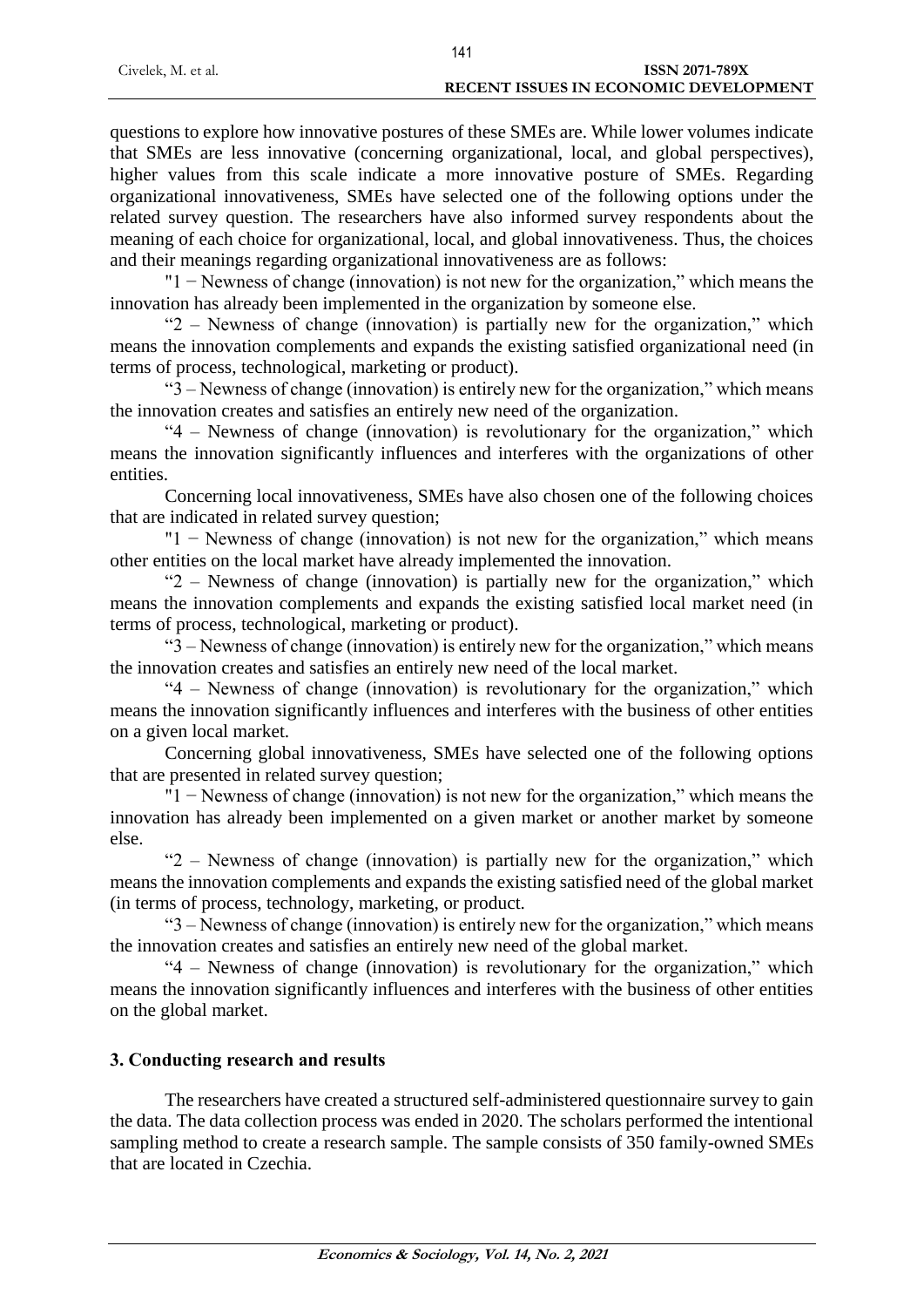questions to explore how innovative postures of these SMEs are. While lower volumes indicate that SMEs are less innovative (concerning organizational, local, and global perspectives), higher values from this scale indicate a more innovative posture of SMEs. Regarding organizational innovativeness, SMEs have selected one of the following options under the related survey question. The researchers have also informed survey respondents about the meaning of each choice for organizational, local, and global innovativeness. Thus, the choices and their meanings regarding organizational innovativeness are as follows:

"1 − Newness of change (innovation) is not new for the organization," which means the innovation has already been implemented in the organization by someone else.

"2 – Newness of change (innovation) is partially new for the organization," which means the innovation complements and expands the existing satisfied organizational need (in terms of process, technological, marketing or product).

"3 – Newness of change (innovation) is entirely new for the organization," which means the innovation creates and satisfies an entirely new need of the organization.

"4 – Newness of change (innovation) is revolutionary for the organization," which means the innovation significantly influences and interferes with the organizations of other entities.

Concerning local innovativeness, SMEs have also chosen one of the following choices that are indicated in related survey question;

"1 − Newness of change (innovation) is not new for the organization," which means other entities on the local market have already implemented the innovation.

"2 – Newness of change (innovation) is partially new for the organization," which means the innovation complements and expands the existing satisfied local market need (in terms of process, technological, marketing or product).

"3 – Newness of change (innovation) is entirely new for the organization," which means the innovation creates and satisfies an entirely new need of the local market.

"4 – Newness of change (innovation) is revolutionary for the organization," which means the innovation significantly influences and interferes with the business of other entities on a given local market.

Concerning global innovativeness, SMEs have selected one of the following options that are presented in related survey question;

"1 − Newness of change (innovation) is not new for the organization," which means the innovation has already been implemented on a given market or another market by someone else.

"2 – Newness of change (innovation) is partially new for the organization," which means the innovation complements and expands the existing satisfied need of the global market (in terms of process, technology, marketing, or product.

"3 – Newness of change (innovation) is entirely new for the organization," which means the innovation creates and satisfies an entirely new need of the global market.

"4 – Newness of change (innovation) is revolutionary for the organization," which means the innovation significantly influences and interferes with the business of other entities on the global market.

## 3. Conducting research and results

The researchers have created a structured self-administered questionnaire survey to gain the data. The data collection process was ended in 2020. The scholars performed the intentional sampling method to create a research sample. The sample consists of 350 family-owned SMEs that are located in Czechia.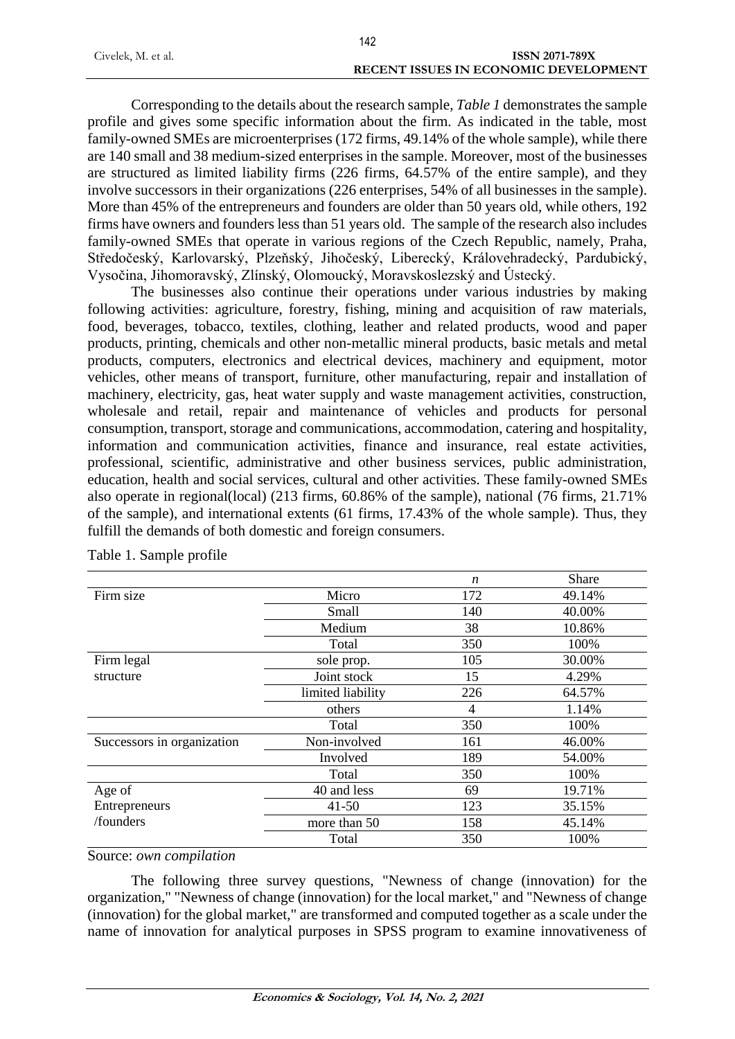Corresponding to the details about the research sample, *Table 1* demonstrates the sample profile and gives some specific information about the firm. As indicated in the table, most family-owned SMEs are microenterprises (172 firms, 49.14% of the whole sample), while there are 140 small and 38 medium-sized enterprises in the sample. Moreover, most of the businesses are structured as limited liability firms (226 firms, 64.57% of the entire sample), and they involve successors in their organizations (226 enterprises, 54% of all businesses in the sample). More than 45% of the entrepreneurs and founders are older than 50 years old, while others, 192 firms have owners and founders less than 51 years old. The sample of the research also includes family-owned SMEs that operate in various regions of the Czech Republic, namely, Praha, Středočeský, Karlovarský, Plzeňský, Jihočeský, Liberecký, Královehradecký, Pardubický, Vysočina, Jihomoravský, Zlínský, Olomoucký, Moravskoslezský and Ústecký.

The businesses also continue their operations under various industries by making following activities: agriculture, forestry, fishing, mining and acquisition of raw materials, food, beverages, tobacco, textiles, clothing, leather and related products, wood and paper products, printing, chemicals and other non-metallic mineral products, basic metals and metal products, computers, electronics and electrical devices, machinery and equipment, motor vehicles, other means of transport, furniture, other manufacturing, repair and installation of machinery, electricity, gas, heat water supply and waste management activities, construction, wholesale and retail, repair and maintenance of vehicles and products for personal consumption, transport, storage and communications, accommodation, catering and hospitality, information and communication activities, finance and insurance, real estate activities, professional, scientific, administrative and other business services, public administration, education, health and social services, cultural and other activities. These family-owned SMEs also operate in regional(local) (213 firms, 60.86% of the sample), national (76 firms, 21.71% of the sample), and international extents (61 firms, 17.43% of the whole sample). Thus, they fulfill the demands of both domestic and foreign consumers.

Table 1. Sample profile

| | | *n* | Share |
|---|---|---|---|
| Firm size | Micro | 172 | 49.14% |
| | Small | 140 | 40.00% |
| | Medium | 38 | 10.86% |
| | Total | 350 | 100% |
| Firm legal structure | sole prop. | 105 | 30.00% |
| | Joint stock | 15 | 4.29% |
| | limited liability | 226 | 64.57% |
| | others | 4 | 1.14% |
| | Total | 350 | 100% |
| Successors in organization | Non-involved | 161 | 46.00% |
| | Involved | 189 | 54.00% |
| | Total | 350 | 100% |
| Age of Entrepreneurs /founders | 40 and less | 69 | 19.71% |
| | 41-50 | 123 | 35.15% |
| | more than 50 | 158 | 45.14% |
| | Total | 350 | 100% |

Source: *own compilation*

The following three survey questions, "Newness of change (innovation) for the organization," "Newness of change (innovation) for the local market," and "Newness of change (innovation) for the global market," are transformed and computed together as a scale under the name of innovation for analytical purposes in SPSS program to examine innovativeness of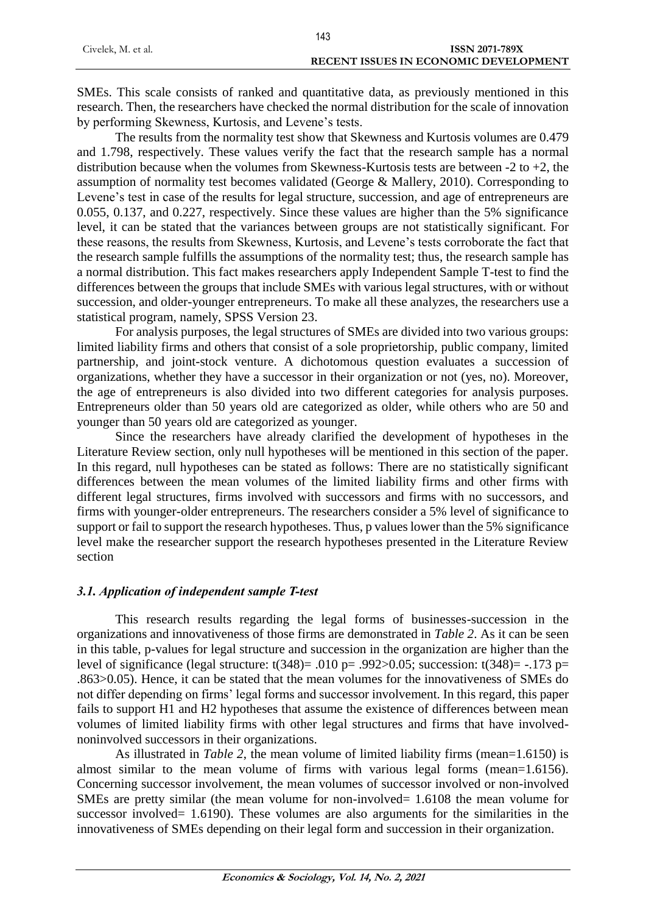SMEs. This scale consists of ranked and quantitative data, as previously mentioned in this research. Then, the researchers have checked the normal distribution for the scale of innovation by performing Skewness, Kurtosis, and Levene's tests.

The results from the normality test show that Skewness and Kurtosis volumes are 0.479 and 1.798, respectively. These values verify the fact that the research sample has a normal distribution because when the volumes from Skewness-Kurtosis tests are between -2 to +2, the assumption of normality test becomes validated (George & Mallery, 2010). Corresponding to Levene's test in case of the results for legal structure, succession, and age of entrepreneurs are 0.055, 0.137, and 0.227, respectively. Since these values are higher than the 5% significance level, it can be stated that the variances between groups are not statistically significant. For these reasons, the results from Skewness, Kurtosis, and Levene's tests corroborate the fact that the research sample fulfills the assumptions of the normality test; thus, the research sample has a normal distribution. This fact makes researchers apply Independent Sample T-test to find the differences between the groups that include SMEs with various legal structures, with or without succession, and older-younger entrepreneurs. To make all these analyzes, the researchers use a statistical program, namely, SPSS Version 23.

For analysis purposes, the legal structures of SMEs are divided into two various groups: limited liability firms and others that consist of a sole proprietorship, public company, limited partnership, and joint-stock venture. A dichotomous question evaluates a succession of organizations, whether they have a successor in their organization or not (yes, no). Moreover, the age of entrepreneurs is also divided into two different categories for analysis purposes. Entrepreneurs older than 50 years old are categorized as older, while others who are 50 and younger than 50 years old are categorized as younger.

Since the researchers have already clarified the development of hypotheses in the Literature Review section, only null hypotheses will be mentioned in this section of the paper. In this regard, null hypotheses can be stated as follows: There are no statistically significant differences between the mean volumes of the limited liability firms and other firms with different legal structures, firms involved with successors and firms with no successors, and firms with younger-older entrepreneurs. The researchers consider a 5% level of significance to support or fail to support the research hypotheses. Thus, p values lower than the 5% significance level make the researcher support the research hypotheses presented in the Literature Review section

### *3.1. Application of independent sample T-test*

This research results regarding the legal forms of businesses-succession in the organizations and innovativeness of those firms are demonstrated in *Table 2*. As it can be seen in this table, p-values for legal structure and succession in the organization are higher than the level of significance (legal structure: $t(348) = .010$ $p = .992 > 0.05$; succession: $t(348) = -.173$ $p = .863 > 0.05$). Hence, it can be stated that the mean volumes for the innovativeness of SMEs do not differ depending on firms' legal forms and successor involvement. In this regard, this paper fails to support H1 and H2 hypotheses that assume the existence of differences between mean volumes of limited liability firms with other legal structures and firms that have involved-noninvolved successors in their organizations.

As illustrated in *Table 2*, the mean volume of limited liability firms (mean=1.6150) is almost similar to the mean volume of firms with various legal forms (mean=1.6156). Concerning successor involvement, the mean volumes of successor involved or non-involved SMEs are pretty similar (the mean volume for non-involved= 1.6108 the mean volume for successor involved= 1.6190). These volumes are also arguments for the similarities in the innovativeness of SMEs depending on their legal form and succession in their organization.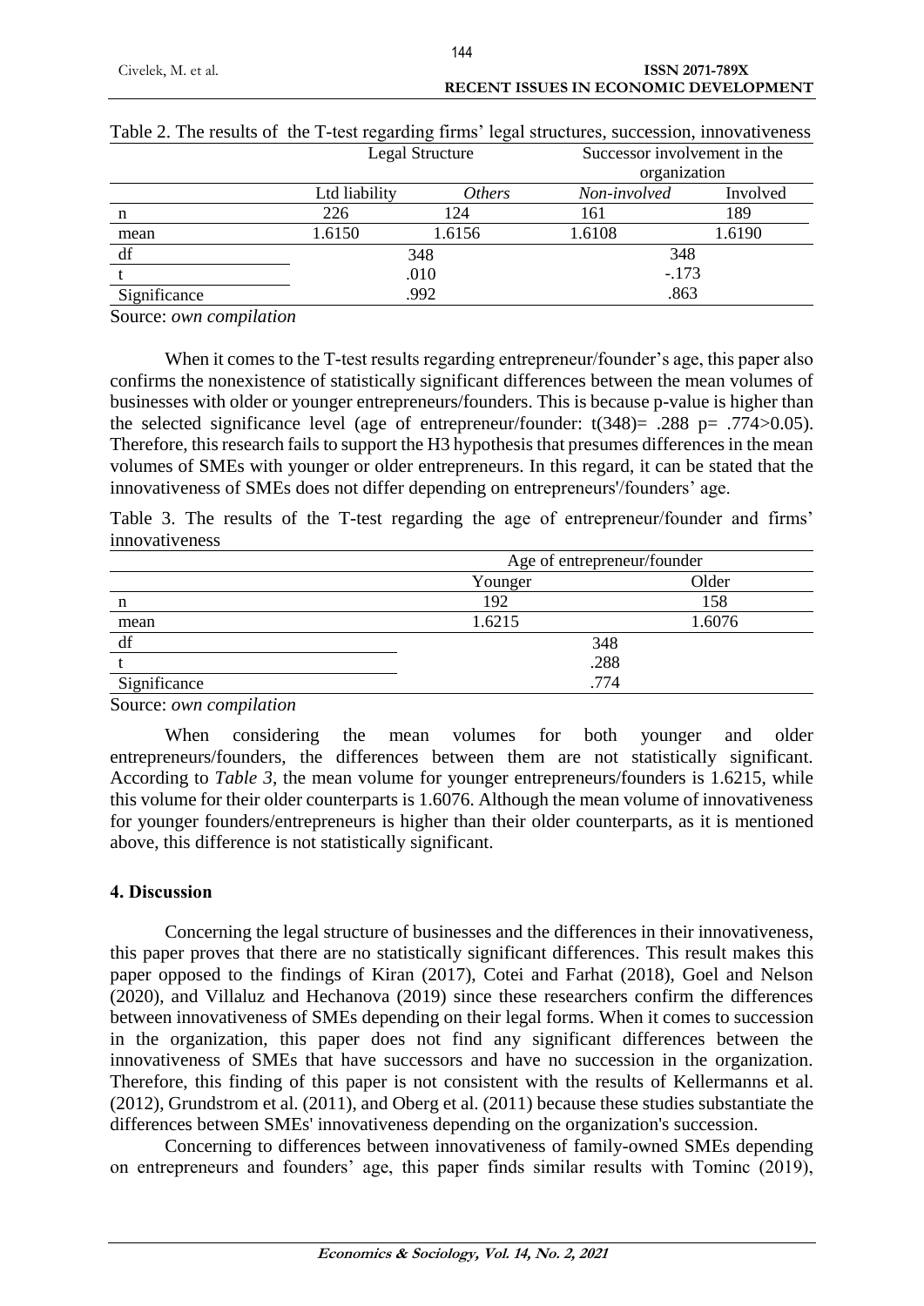Table 2. The results of the T-test regarding firms' legal structures, succession, innovativeness

| | Legal Structure | | Successor involvement in the organization | |
|---|---|---|---|---|
| | Ltd liability | *Others* | *Non-involved* | Involved |
| n | 226 | 124 | 161 | 189 |
| mean | 1.6150 | 1.6156 | 1.6108 | 1.6190 |
| df | 348 | | 348 | |
| t | .010 | | -.173 | |
| Significance | .992 | | .863 | |

Source: *own compilation*

When it comes to the T-test results regarding entrepreneur/founder's age, this paper also confirms the nonexistence of statistically significant differences between the mean volumes of businesses with older or younger entrepreneurs/founders. This is because p-value is higher than the selected significance level (age of entrepreneur/founder: $t(348) = .288$ $p = .774 > 0.05$). Therefore, this research fails to support the H3 hypothesis that presumes differences in the mean volumes of SMEs with younger or older entrepreneurs. In this regard, it can be stated that the innovativeness of SMEs does not differ depending on entrepreneurs'/founders' age.

Table 3. The results of the T-test regarding the age of entrepreneur/founder and firms' innovativeness

| | Age of entrepreneur/founder | |
|---|---|---|
| | Younger | Older |
| n | 192 | 158 |
| mean | 1.6215 | 1.6076 |
| df | 348 | |
| t | .288 | |
| Significance | .774 | |

Source: *own compilation*

When considering the mean volumes for both younger and older entrepreneurs/founders, the differences between them are not statistically significant. According to *Table 3*, the mean volume for younger entrepreneurs/founders is 1.6215, while this volume for their older counterparts is 1.6076. Although the mean volume of innovativeness for younger founders/entrepreneurs is higher than their older counterparts, as it is mentioned above, this difference is not statistically significant.

## 4. Discussion

Concerning the legal structure of businesses and the differences in their innovativeness, this paper proves that there are no statistically significant differences. This result makes this paper opposed to the findings of Kiran (2017), Cotei and Farhat (2018), Goel and Nelson (2020), and Villaluz and Hechanova (2019) since these researchers confirm the differences between innovativeness of SMEs depending on their legal forms. When it comes to succession in the organization, this paper does not find any significant differences between the innovativeness of SMEs that have successors and have no succession in the organization. Therefore, this finding of this paper is not consistent with the results of Kellermanns et al. (2012), Grundstrom et al. (2011), and Oberg et al. (2011) because these studies substantiate the differences between SMEs' innovativeness depending on the organization's succession.

Concerning to differences between innovativeness of family-owned SMEs depending on entrepreneurs and founders' age, this paper finds similar results with Tominc (2019),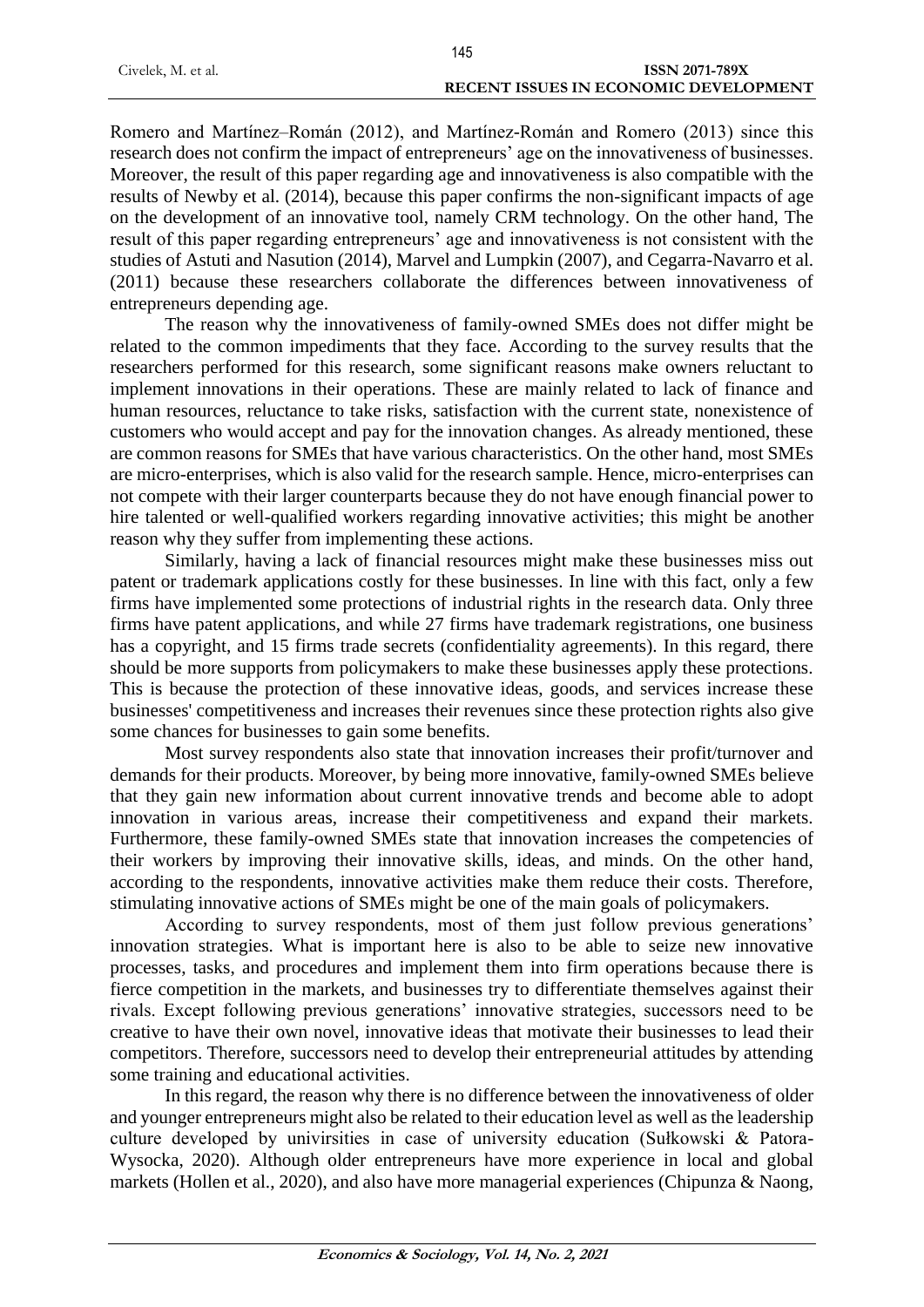Romero and Martínez–Román (2012), and Martínez-Román and Romero (2013) since this research does not confirm the impact of entrepreneurs' age on the innovativeness of businesses. Moreover, the result of this paper regarding age and innovativeness is also compatible with the results of Newby et al. (2014), because this paper confirms the non-significant impacts of age on the development of an innovative tool, namely CRM technology. On the other hand, The result of this paper regarding entrepreneurs' age and innovativeness is not consistent with the studies of Astuti and Nasution (2014), Marvel and Lumpkin (2007), and Cegarra-Navarro et al. (2011) because these researchers collaborate the differences between innovativeness of entrepreneurs depending age.

The reason why the innovativeness of family-owned SMEs does not differ might be related to the common impediments that they face. According to the survey results that the researchers performed for this research, some significant reasons make owners reluctant to implement innovations in their operations. These are mainly related to lack of finance and human resources, reluctance to take risks, satisfaction with the current state, nonexistence of customers who would accept and pay for the innovation changes. As already mentioned, these are common reasons for SMEs that have various characteristics. On the other hand, most SMEs are micro-enterprises, which is also valid for the research sample. Hence, micro-enterprises can not compete with their larger counterparts because they do not have enough financial power to hire talented or well-qualified workers regarding innovative activities; this might be another reason why they suffer from implementing these actions.

Similarly, having a lack of financial resources might make these businesses miss out patent or trademark applications costly for these businesses. In line with this fact, only a few firms have implemented some protections of industrial rights in the research data. Only three firms have patent applications, and while 27 firms have trademark registrations, one business has a copyright, and 15 firms trade secrets (confidentiality agreements). In this regard, there should be more supports from policymakers to make these businesses apply these protections. This is because the protection of these innovative ideas, goods, and services increase these businesses' competitiveness and increases their revenues since these protection rights also give some chances for businesses to gain some benefits.

Most survey respondents also state that innovation increases their profit/turnover and demands for their products. Moreover, by being more innovative, family-owned SMEs believe that they gain new information about current innovative trends and become able to adopt innovation in various areas, increase their competitiveness and expand their markets. Furthermore, these family-owned SMEs state that innovation increases the competencies of their workers by improving their innovative skills, ideas, and minds. On the other hand, according to the respondents, innovative activities make them reduce their costs. Therefore, stimulating innovative actions of SMEs might be one of the main goals of policymakers.

According to survey respondents, most of them just follow previous generations' innovation strategies. What is important here is also to be able to seize new innovative processes, tasks, and procedures and implement them into firm operations because there is fierce competition in the markets, and businesses try to differentiate themselves against their rivals. Except following previous generations' innovative strategies, successors need to be creative to have their own novel, innovative ideas that motivate their businesses to lead their competitors. Therefore, successors need to develop their entrepreneurial attitudes by attending some training and educational activities.

In this regard, the reason why there is no difference between the innovativeness of older and younger entrepreneurs might also be related to their education level as well as the leadership culture developed by univirsities in case of university education (Sułkowski & Patora-Wysocka, 2020). Although older entrepreneurs have more experience in local and global markets (Hollen et al., 2020), and also have more managerial experiences (Chipunza & Naong,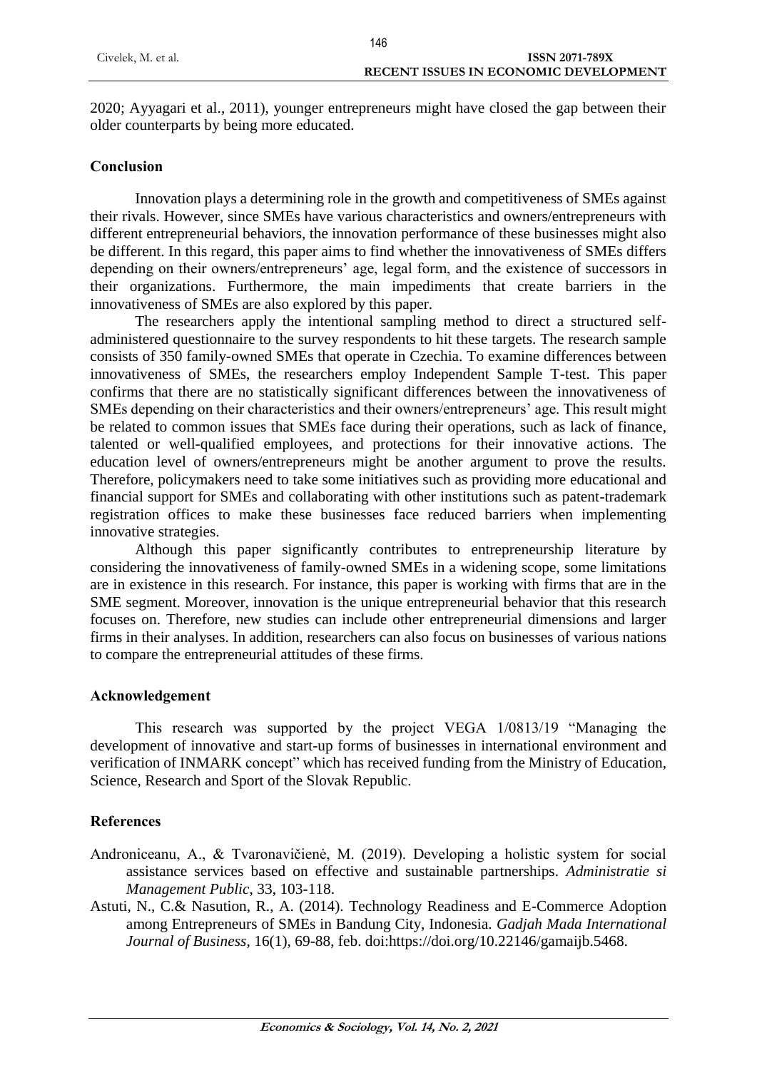2020; Ayyagari et al., 2011), younger entrepreneurs might have closed the gap between their older counterparts by being more educated.

## Conclusion

Innovation plays a determining role in the growth and competitiveness of SMEs against their rivals. However, since SMEs have various characteristics and owners/entrepreneurs with different entrepreneurial behaviors, the innovation performance of these businesses might also be different. In this regard, this paper aims to find whether the innovativeness of SMEs differs depending on their owners/entrepreneurs' age, legal form, and the existence of successors in their organizations. Furthermore, the main impediments that create barriers in the innovativeness of SMEs are also explored by this paper.

The researchers apply the intentional sampling method to direct a structured self-administered questionnaire to the survey respondents to hit these targets. The research sample consists of 350 family-owned SMEs that operate in Czechia. To examine differences between innovativeness of SMEs, the researchers employ Independent Sample T-test. This paper confirms that there are no statistically significant differences between the innovativeness of SMEs depending on their characteristics and their owners/entrepreneurs' age. This result might be related to common issues that SMEs face during their operations, such as lack of finance, talented or well-qualified employees, and protections for their innovative actions. The education level of owners/entrepreneurs might be another argument to prove the results. Therefore, policymakers need to take some initiatives such as providing more educational and financial support for SMEs and collaborating with other institutions such as patent-trademark registration offices to make these businesses face reduced barriers when implementing innovative strategies.

Although this paper significantly contributes to entrepreneurship literature by considering the innovativeness of family-owned SMEs in a widening scope, some limitations are in existence in this research. For instance, this paper is working with firms that are in the SME segment. Moreover, innovation is the unique entrepreneurial behavior that this research focuses on. Therefore, new studies can include other entrepreneurial dimensions and larger firms in their analyses. In addition, researchers can also focus on businesses of various nations to compare the entrepreneurial attitudes of these firms.

## Acknowledgement

This research was supported by the project VEGA 1/0813/19 "Managing the development of innovative and start-up forms of businesses in international environment and verification of INMARK concept" which has received funding from the Ministry of Education, Science, Research and Sport of the Slovak Republic.

## References

Androniceanu, A., & Tvaronavičienė, M. (2019). Developing a holistic system for social assistance services based on effective and sustainable partnerships. *Administratie si Management Public*, 33, 103-118.

Astuti, N., C.& Nasution, R., A. (2014). Technology Readiness and E-Commerce Adoption among Entrepreneurs of SMEs in Bandung City, Indonesia. *Gadjah Mada International Journal of Business*, 16(1), 69-88, feb. doi:https://doi.org/10.22146/gamaijb.5468.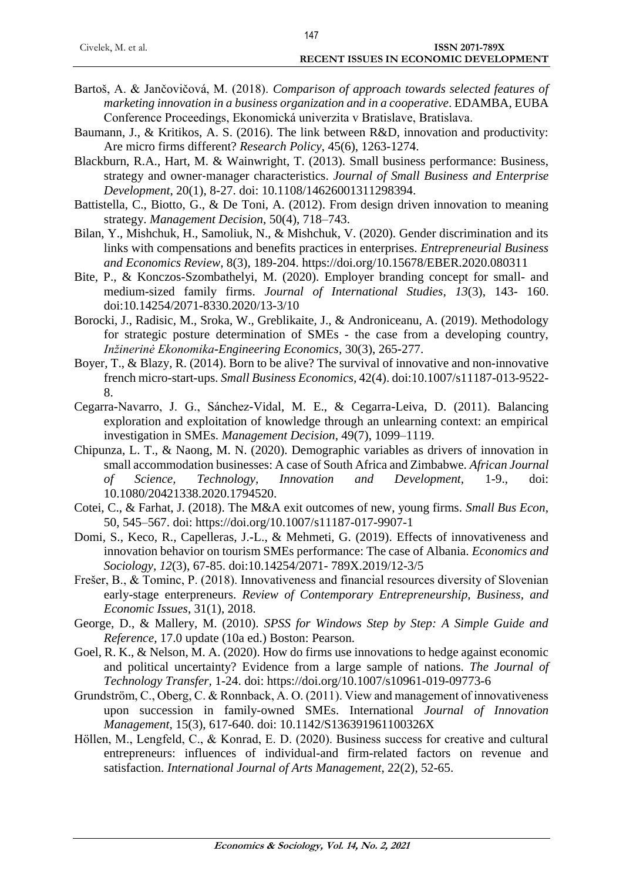Bartoš, A. & Jančovičová, M. (2018). *Comparison of approach towards selected features of marketing innovation in a business organization and in a cooperative*. EDAMBA, EUBA Conference Proceedings, Ekonomická univerzita v Bratislave, Bratislava.

Baumann, J., & Kritikos, A. S. (2016). The link between R&D, innovation and productivity: Are micro firms different? *Research Policy*, 45(6), 1263-1274.

Blackburn, R.A., Hart, M. & Wainwright, T. (2013). Small business performance: Business, strategy and owner-manager characteristics. *Journal of Small Business and Enterprise Development*, 20(1), 8-27. doi: 10.1108/14626001311298394.

Battistella, C., Biotto, G., & De Toni, A. (2012). From design driven innovation to meaning strategy. *Management Decision*, 50(4), 718–743.

Bilan, Y., Mishchuk, H., Samoliuk, N., & Mishchuk, V. (2020). Gender discrimination and its links with compensations and benefits practices in enterprises. *Entrepreneurial Business and Economics Review*, 8(3), 189-204. https://doi.org/10.15678/EBER.2020.080311

Bite, P., & Konczos-Szombathelyi, M. (2020). Employer branding concept for small- and medium-sized family firms. *Journal of International Studies*, *13*(3), 143- 160. doi:10.14254/2071-8330.2020/13-3/10

Borocki, J., Radisic, M., Sroka, W., Greblikaite, J., & Androniceanu, A. (2019). Methodology for strategic posture determination of SMEs - the case from a developing country, *Inžinerinė Ekonomika-Engineering Economics*, 30(3), 265-277.

Boyer, T., & Blazy, R. (2014). Born to be alive? The survival of innovative and non-innovative french micro-start-ups. *Small Business Economics*, 42(4). doi:10.1007/s11187-013-9522-8.

Cegarra-Navarro, J. G., Sánchez-Vidal, M. E., & Cegarra-Leiva, D. (2011). Balancing exploration and exploitation of knowledge through an unlearning context: an empirical investigation in SMEs. *Management Decision*, 49(7), 1099–1119.

Chipunza, L. T., & Naong, M. N. (2020). Demographic variables as drivers of innovation in small accommodation businesses: A case of South Africa and Zimbabwe. *African Journal of Science, Technology, Innovation and Development*, 1-9., doi: 10.1080/20421338.2020.1794520.

Cotei, C., & Farhat, J. (2018). The M&A exit outcomes of new, young firms. *Small Bus Econ*, 50, 545–567. doi: https://doi.org/10.1007/s11187-017-9907-1

Domi, S., Keco, R., Capelleras, J.-L., & Mehmeti, G. (2019). Effects of innovativeness and innovation behavior on tourism SMEs performance: The case of Albania. *Economics and Sociology*, *12*(3), 67-85. doi:10.14254/2071- 789X.2019/12-3/5

Frešer, B., & Tominc, P. (2018). Innovativeness and financial resources diversity of Slovenian early-stage enterpreneurs. *Review of Contemporary Entrepreneurship, Business, and Economic Issues*, 31(1), 2018.

George, D., & Mallery, M. (2010). *SPSS for Windows Step by Step: A Simple Guide and Reference*, 17.0 update (10a ed.) Boston: Pearson.

Goel, R. K., & Nelson, M. A. (2020). How do firms use innovations to hedge against economic and political uncertainty? Evidence from a large sample of nations. *The Journal of Technology Transfer*, 1-24. doi: https://doi.org/10.1007/s10961-019-09773-6

Grundström, C., Oberg, C. & Ronnback, A. O. (2011). View and management of innovativeness upon succession in family-owned SMEs. International *Journal of Innovation Management*, 15(3), 617-640. doi: 10.1142/S136391961100326X

Höllen, M., Lengfeld, C., & Konrad, E. D. (2020). Business success for creative and cultural entrepreneurs: influences of individual-and firm-related factors on revenue and satisfaction. *International Journal of Arts Management*, 22(2), 52-65.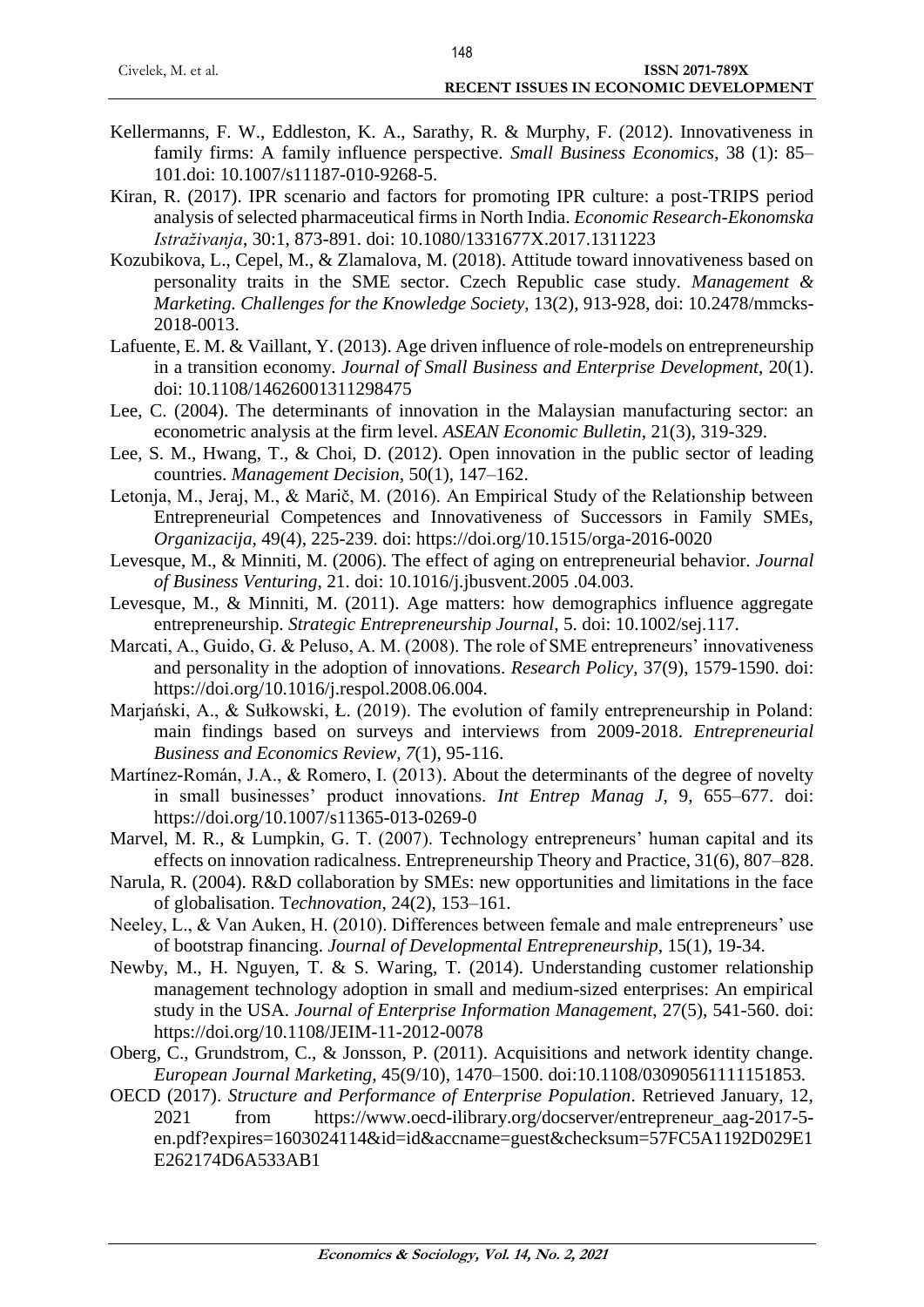Kellermanns, F. W., Eddleston, K. A., Sarathy, R. & Murphy, F. (2012). Innovativeness in family firms: A family influence perspective. *Small Business Economics*, 38 (1): 85–101.doi: 10.1007/s11187-010-9268-5.

Kiran, R. (2017). IPR scenario and factors for promoting IPR culture: a post-TRIPS period analysis of selected pharmaceutical firms in North India. *Economic Research-Ekonomska Istraživanja*, 30:1, 873-891. doi: 10.1080/1331677X.2017.1311223

Kozubikova, L., Cepel, M., & Zlamalova, M. (2018). Attitude toward innovativeness based on personality traits in the SME sector. Czech Republic case study. *Management & Marketing. Challenges for the Knowledge Society*, 13(2), 913-928, doi: 10.2478/mmcks-2018-0013.

Lafuente, E. M. & Vaillant, Y. (2013). Age driven influence of role-models on entrepreneurship in a transition economy. *Journal of Small Business and Enterprise Development*, 20(1). doi: 10.1108/14626001311298475

Lee, C. (2004). The determinants of innovation in the Malaysian manufacturing sector: an econometric analysis at the firm level. *ASEAN Economic Bulletin*, 21(3), 319-329.

Lee, S. M., Hwang, T., & Choi, D. (2012). Open innovation in the public sector of leading countries. *Management Decision*, 50(1), 147–162.

Letonja, M., Jeraj, M., & Marič, M. (2016). An Empirical Study of the Relationship between Entrepreneurial Competences and Innovativeness of Successors in Family SMEs, *Organizacija*, 49(4), 225-239. doi: https://doi.org/10.1515/orga-2016-0020

Levesque, M., & Minniti, M. (2006). The effect of aging on entrepreneurial behavior. *Journal of Business Venturing*, 21. doi: 10.1016/j.jbusvent.2005 .04.003.

Levesque, M., & Minniti, M. (2011). Age matters: how demographics influence aggregate entrepreneurship. *Strategic Entrepreneurship Journal*, 5. doi: 10.1002/sej.117.

Marcati, A., Guido, G. & Peluso, A. M. (2008). The role of SME entrepreneurs' innovativeness and personality in the adoption of innovations. *Research Policy*, 37(9), 1579-1590. doi: https://doi.org/10.1016/j.respol.2008.06.004.

Marjański, A., & Sułkowski, Ł. (2019). The evolution of family entrepreneurship in Poland: main findings based on surveys and interviews from 2009-2018. *Entrepreneurial Business and Economics Review*, *7*(1), 95-116.

Martínez-Román, J.A., & Romero, I. (2013). About the determinants of the degree of novelty in small businesses' product innovations. *Int Entrep Manag J*, 9, 655–677. doi: https://doi.org/10.1007/s11365-013-0269-0

Marvel, M. R., & Lumpkin, G. T. (2007). Technology entrepreneurs' human capital and its effects on innovation radicalness. Entrepreneurship Theory and Practice, 31(6), 807–828.

Narula, R. (2004). R&D collaboration by SMEs: new opportunities and limitations in the face of globalisation. T*echnovation*, 24(2), 153–161.

Neeley, L., & Van Auken, H. (2010). Differences between female and male entrepreneurs' use of bootstrap financing. *Journal of Developmental Entrepreneurship*, 15(1), 19-34.

Newby, M., H. Nguyen, T. & S. Waring, T. (2014). Understanding customer relationship management technology adoption in small and medium-sized enterprises: An empirical study in the USA. *Journal of Enterprise Information Management*, 27(5), 541-560. doi: https://doi.org/10.1108/JEIM-11-2012-0078

Oberg, C., Grundstrom, C., & Jonsson, P. (2011). Acquisitions and network identity change. *European Journal Marketing*, 45(9/10), 1470–1500. doi:10.1108/03090561111151853.

OECD (2017). *Structure and Performance of Enterprise Population*. Retrieved January, 12, 2021 from https://www.oecd-ilibrary.org/docserver/entrepreneur_aag-2017-5-en.pdf?expires=1603024114&id=id&accname=guest&checksum=57FC5A1192D029E1E262174D6A533AB1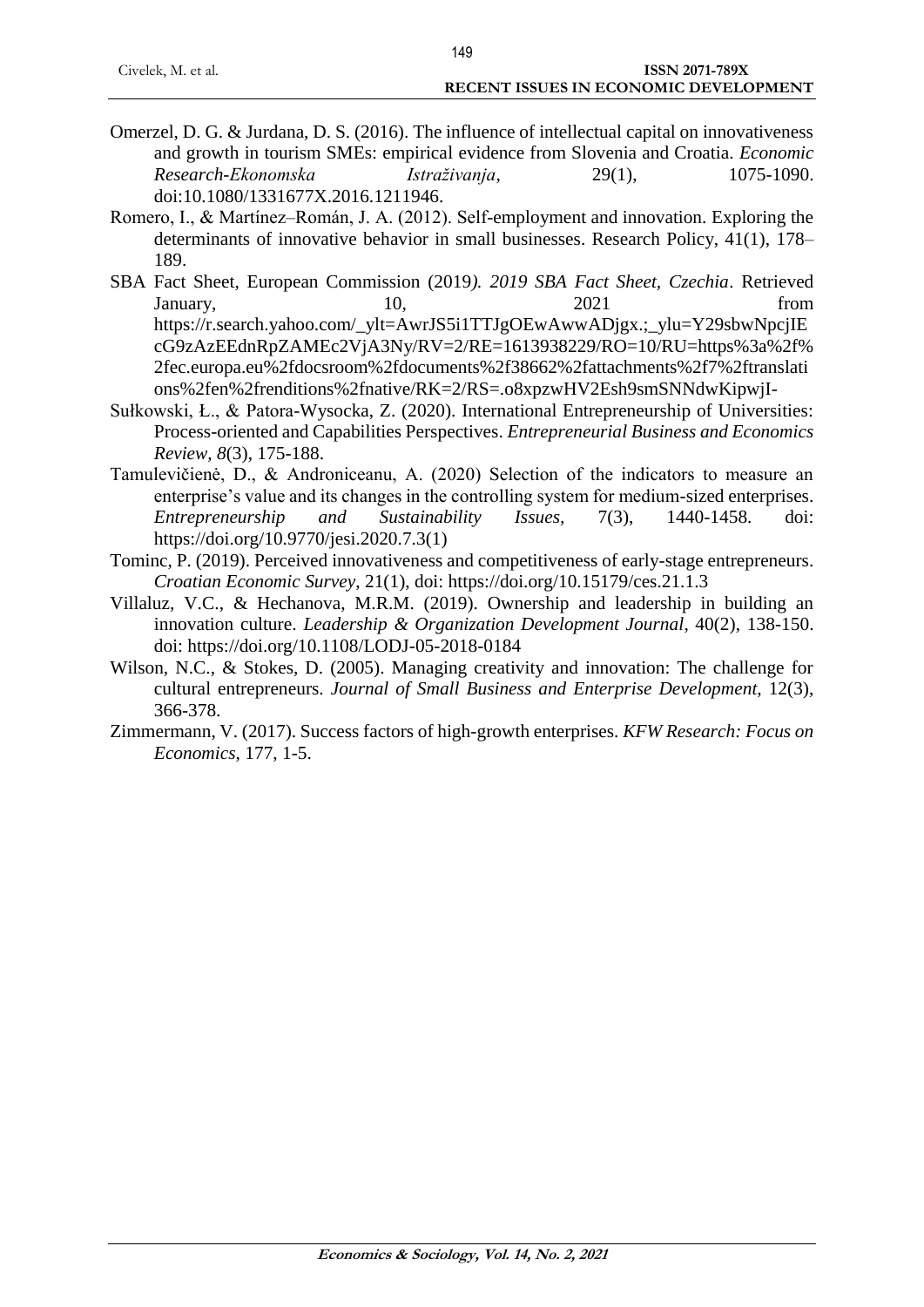Omerzel, D. G. & Jurdana, D. S. (2016). The influence of intellectual capital on innovativeness and growth in tourism SMEs: empirical evidence from Slovenia and Croatia. *Economic Research-Ekonomska Istraživanja*, 29(1), 1075-1090. doi:10.1080/1331677X.2016.1211946.

Romero, I., & Martínez–Román, J. A. (2012). Self-employment and innovation. Exploring the determinants of innovative behavior in small businesses. Research Policy, 41(1), 178–189.

SBA Fact Sheet, European Commission (2019*). 2019 SBA Fact Sheet, Czechia*. Retrieved January, 10, 2021 from https://r.search.yahoo.com/_ylt=AwrJS5i1TTJgOEwAwwADjgx.;_ylu=Y29sbwNpcjIEcG9zAzEEdnRpZAMEc2VjA3Ny/RV=2/RE=1613938229/RO=10/RU=https%3a%2f%2fec.europa.eu%2fdocsroom%2fdocuments%2f38662%2fattachments%2f7%2ftranslations%2fen%2frenditions%2fnative/RK=2/RS=.o8xpzwHV2Esh9smSNNdwKipwjI-

Sułkowski, Ł., & Patora-Wysocka, Z. (2020). International Entrepreneurship of Universities: Process-oriented and Capabilities Perspectives. *Entrepreneurial Business and Economics Review, 8*(3), 175-188.

Tamulevičienė, D., & Androniceanu, A. (2020) Selection of the indicators to measure an enterprise's value and its changes in the controlling system for medium-sized enterprises. *Entrepreneurship and Sustainability Issues,* 7(3), 1440-1458. doi: https://doi.org/10.9770/jesi.2020.7.3(1)

Tominc, P. (2019). Perceived innovativeness and competitiveness of early-stage entrepreneurs. *Croatian Economic Survey*, 21(1), doi: https://doi.org/10.15179/ces.21.1.3

Villaluz, V.C., & Hechanova, M.R.M. (2019). Ownership and leadership in building an innovation culture. *Leadership & Organization Development Journal*, 40(2), 138-150. doi: https://doi.org/10.1108/LODJ-05-2018-0184

Wilson, N.C., & Stokes, D. (2005). Managing creativity and innovation: The challenge for cultural entrepreneurs. *Journal of Small Business and Enterprise Development*, 12(3), 366-378.

Zimmermann, V. (2017). Success factors of high-growth enterprises. *KFW Research: Focus on Economics*, 177, 1-5.